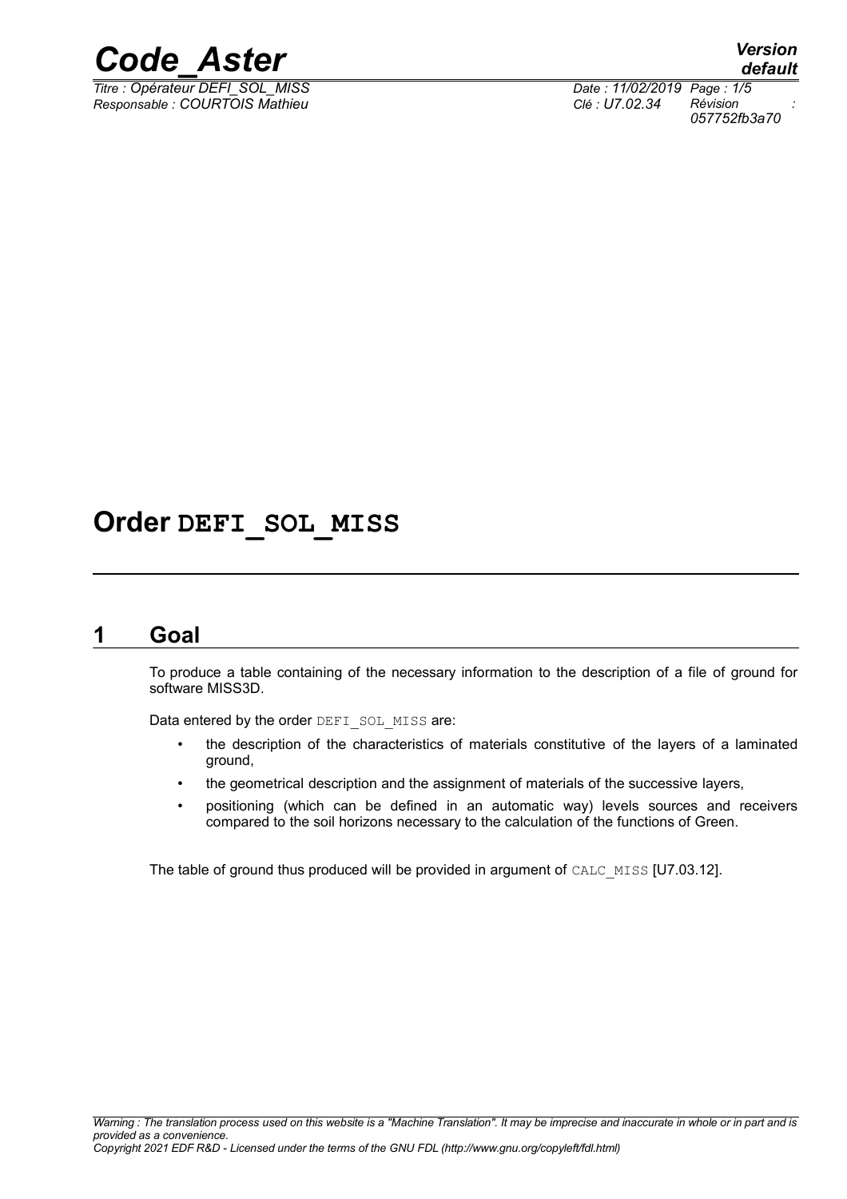# Order DEFI_SOL_MISS

## 1 Goal

To produce a table containing of the necessary information to the description of a file of ground for software MISS3D.

Data entered by the order DEFI_SOL_MISS are:

- the description of the characteristics of materials constitutive of the layers of a laminated ground,
- the geometrical description and the assignment of materials of the successive layers,
- positioning (which can be defined in an automatic way) levels sources and receivers compared to the soil horizons necessary to the calculation of the functions of Green.

The table of ground thus produced will be provided in argument of CALC_MISS [U7.03.12].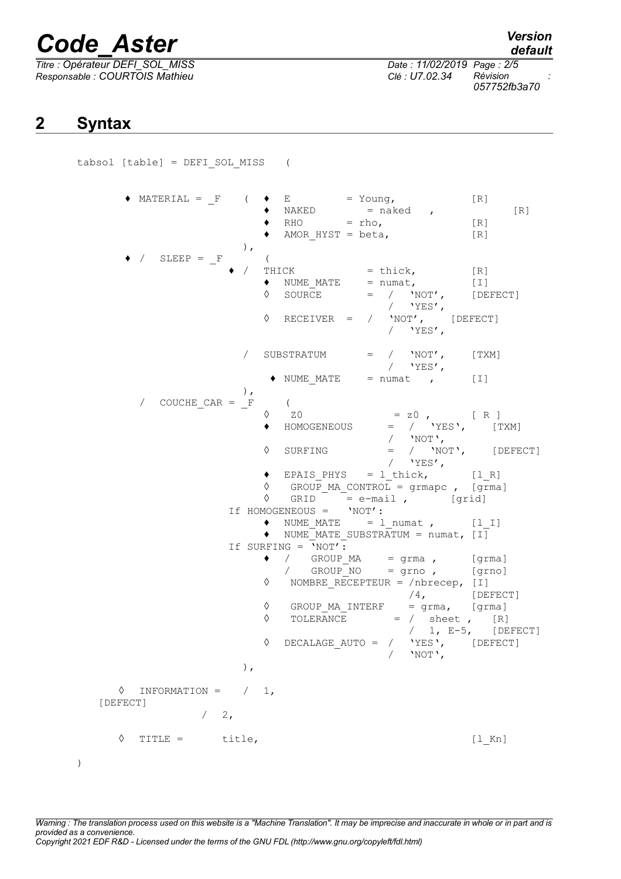## 2 Syntax

```
tabsol [table] = DEFI_SOL_MISS    (

    ♦ MATERIAL = _F    (  ♦  E          = Young,              [R]
                          ♦  NAKED        = naked   ,              [R]
                          ♦  RHO        = rho,                [R]
                          ♦  AMOR_HYST = beta,                [R]
                       ),
    ♦ /  SLEEP = _F        (
                      ♦ /  THICK            = thick,          [R]
                          ♦  NUME_MATE      = numat,          [I]
                          ◊  SOURCE         =  /  'NOT',      [DEFECT]
                                               /  'YES',
                          ◊  RECEIVER  =  /  'NOT',     [DEFECT]
                                               /  'YES',

                        /  SUBSTRATUM       =  /  'NOT',      [TXM]
                                               /  'YES',
                           ♦ NUME_MATE      = numat   ,       [I]
                       ),
       /  COUCHE_CAR = _F      (
                          ◊   Z0                = z0 ,        [ R ]
                          ♦  HOMOGENEOUS      =  /  'YES',     [TXM]
                                               /  'NOT',
                          ◊  SURFING          =  /  'NOT',     [DEFECT]
                                               /  'YES',
                          ♦  EPAIS_PHYS   = l_thick,          [l_R]
                          ◊   GROUP_MA_CONTROL = grmapc ,  [grma]
                          ◊   GRID      = e-mail ,        [grid]
                    If HOMOGENEOUS =   'NOT':
                          ♦  NUME_MATE     = l_numat ,       [l_I]
                          ♦  NUME_MATE_SUBSTRATUM = numat, [I]
                    If SURFING = 'NOT':
                          ♦  /   GROUP_MA     = grma ,        [grma]
                             /   GROUP_NO     = grno ,        [grno]
                          ◊   NOMBRE_RECEPTEUR = /nbrecep, [I]
                                               /4,          [DEFECT]
                          ◊   GROUP_MA_INTERF    = grma,    [grma]
                          ◊   TOLERANCE        = /  sheet ,   [R]
                                               /  1, E-5,   [DEFECT]
                          ◊  DECALAGE_AUTO = /  'YES',      [DEFECT]
                                             /  'NOT',
                    ),

    ◊  INFORMATION =    /  1,                                [DEFECT]
                        /  2,

    ◊  TITLE =       title,                                 [l_Kn]

)
```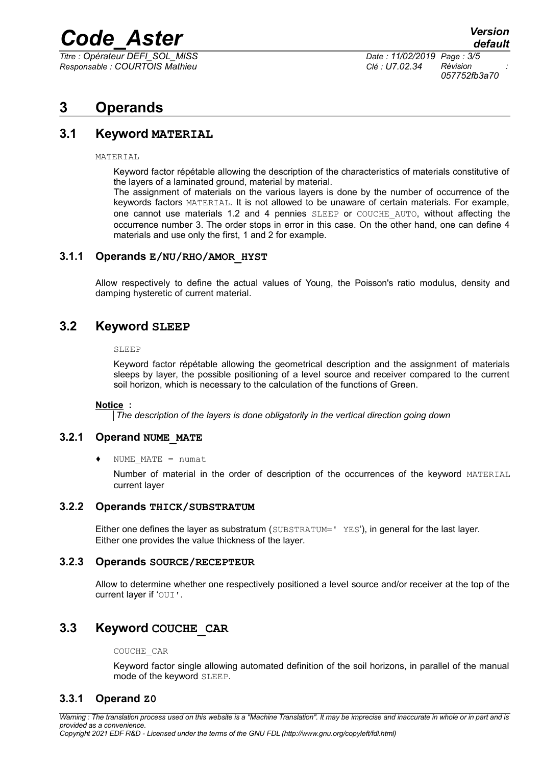# 3 Operands

## 3.1 Keyword MATERIAL

MATERIAL

Keyword factor répétable allowing the description of the characteristics of materials constitutive of the layers of a laminated ground, material by material.
The assignment of materials on the various layers is done by the number of occurrence of the keywords factors MATERIAL. It is not allowed to be unaware of certain materials. For example, one cannot use materials 1.2 and 4 pennies SLEEP or COUCHE_AUTO, without affecting the occurrence number 3. The order stops in error in this case. On the other hand, one can define 4 materials and use only the first, 1 and 2 for example.

### 3.1.1 Operands E/NU/RHO/AMOR_HYST

Allow respectively to define the actual values of Young, the Poisson's ratio modulus, density and damping hysteretic of current material.

## 3.2 Keyword SLEEP

SLEEP

Keyword factor répétable allowing the geometrical description and the assignment of materials sleeps by layer, the possible positioning of a level source and receiver compared to the current soil horizon, which is necessary to the calculation of the functions of Green.

**Notice :**

*The description of the layers is done obligatorily in the vertical direction going down*

### 3.2.1 Operand NUME_MATE

♦ NUME_MATE = numat

Number of material in the order of description of the occurrences of the keyword MATERIAL current layer

### 3.2.2 Operands THICK/SUBSTRATUM

Either one defines the layer as substratum (SUBSTRATUM=' YES'), in general for the last layer.
Either one provides the value thickness of the layer.

### 3.2.3 Operands SOURCE/RECEPTEUR

Allow to determine whether one respectively positioned a level source and/or receiver at the top of the current layer if 'OUI'.

## 3.3 Keyword COUCHE_CAR

COUCHE_CAR

Keyword factor single allowing automated definition of the soil horizons, in parallel of the manual mode of the keyword SLEEP.

### 3.3.1 Operand Z0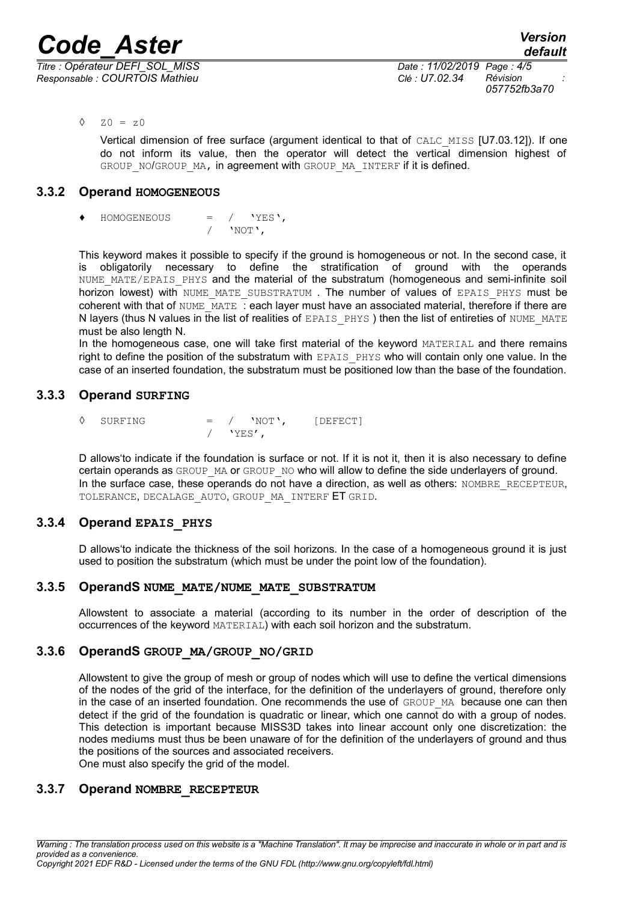◊ Z0 = z0

Vertical dimension of free surface (argument identical to that of CALC_MISS [U7.03.12]). If one do not inform its value, then the operator will detect the vertical dimension highest of GROUP_NO/GROUP_MA, in agreement with GROUP_MA_INTERF if it is defined.

### 3.3.2 Operand HOMOGENEOUS

```
♦ HOMOGENEOUS     =  /  'YES',
                     /  'NOT',
```

This keyword makes it possible to specify if the ground is homogeneous or not. In the second case, it is obligatorily necessary to define the stratification of ground with the operands NUME_MATE/EPAIS_PHYS and the material of the substratum (homogeneous and semi-infinite soil horizon lowest) with NUME_MATE_SUBSTRATUM . The number of values of EPAIS_PHYS must be coherent with that of NUME_MATE : each layer must have an associated material, therefore if there are N layers (thus N values in the list of realities of EPAIS_PHYS ) then the list of entireties of NUME_MATE must be also length N.

In the homogeneous case, one will take first material of the keyword MATERIAL and there remains right to define the position of the substratum with EPAIS_PHYS who will contain only one value. In the case of an inserted foundation, the substratum must be positioned low than the base of the foundation.

### 3.3.3 Operand SURFING

```
◊ SURFING         =  /  'NOT',     [DEFECT]
                     /  'YES',
```

D allows'to indicate if the foundation is surface or not. If it is not it, then it is also necessary to define certain operands as GROUP_MA or GROUP_NO who will allow to define the side underlayers of ground. In the surface case, these operands do not have a direction, as well as others: NOMBRE_RECEPTEUR, TOLERANCE, DECALAGE_AUTO, GROUP_MA_INTERF ET GRID.

### 3.3.4 Operand EPAIS_PHYS

D allows'to indicate the thickness of the soil horizons. In the case of a homogeneous ground it is just used to position the substratum (which must be under the point low of the foundation).

### 3.3.5 OperandS NUME_MATE/NUME_MATE_SUBSTRATUM

Allowstent to associate a material (according to its number in the order of description of the occurrences of the keyword MATERIAL) with each soil horizon and the substratum.

### 3.3.6 OperandS GROUP_MA/GROUP_NO/GRID

Allowstent to give the group of mesh or group of nodes which will use to define the vertical dimensions of the nodes of the grid of the interface, for the definition of the underlayers of ground, therefore only in the case of an inserted foundation. One recommends the use of GROUP_MA because one can then detect if the grid of the foundation is quadratic or linear, which one cannot do with a group of nodes. This detection is important because MISS3D takes into linear account only one discretization: the nodes mediums must thus be been unaware of for the definition of the underlayers of ground and thus the positions of the sources and associated receivers.

One must also specify the grid of the model.

### 3.3.7 Operand NOMBRE_RECEPTEUR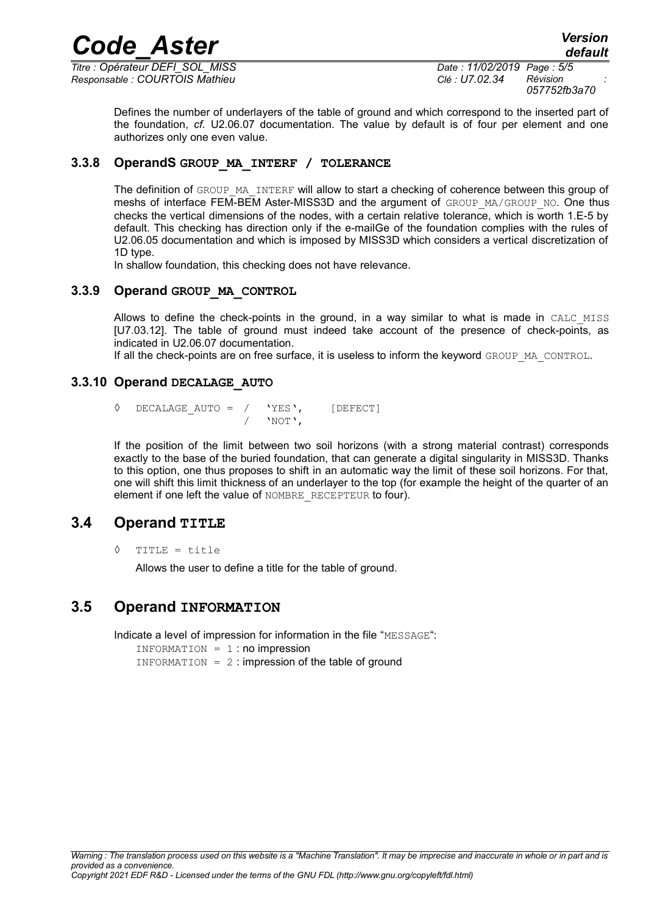Defines the number of underlayers of the table of ground and which correspond to the inserted part of the foundation, *cf.* U2.06.07 documentation. The value by default is of four per element and one authorizes only one even value.

### 3.3.8 OperandS GROUP_MA_INTERF / TOLERANCE

The definition of GROUP_MA_INTERF will allow to start a checking of coherence between this group of meshs of interface FEM-BEM Aster-MISS3D and the argument of GROUP_MA/GROUP_NO. One thus checks the vertical dimensions of the nodes, with a certain relative tolerance, which is worth 1.E-5 by default. This checking has direction only if the e-mailGe of the foundation complies with the rules of U2.06.05 documentation and which is imposed by MISS3D which considers a vertical discretization of 1D type.

In shallow foundation, this checking does not have relevance.

### 3.3.9 Operand GROUP_MA_CONTROL

Allows to define the check-points in the ground, in a way similar to what is made in CALC_MISS [U7.03.12]. The table of ground must indeed take account of the presence of check-points, as indicated in U2.06.07 documentation.

If all the check-points are on free surface, it is useless to inform the keyword GROUP_MA_CONTROL.

### 3.3.10 Operand DECALAGE_AUTO

```
◊  DECALAGE_AUTO = /  'YES',     [DEFECT]
                   /  'NOT',
```

If the position of the limit between two soil horizons (with a strong material contrast) corresponds exactly to the base of the buried foundation, that can generate a digital singularity in MISS3D. Thanks to this option, one thus proposes to shift in an automatic way the limit of these soil horizons. For that, one will shift this limit thickness of an underlayer to the top (for example the height of the quarter of an element if one left the value of NOMBRE_RECEPTEUR to four).

## 3.4 Operand TITLE

```
◊  TITLE = title
```

Allows the user to define a title for the table of ground.

## 3.5 Operand INFORMATION

Indicate a level of impression for information in the file "MESSAGE":

INFORMATION = 1 : no impression

INFORMATION = 2 : impression of the table of ground